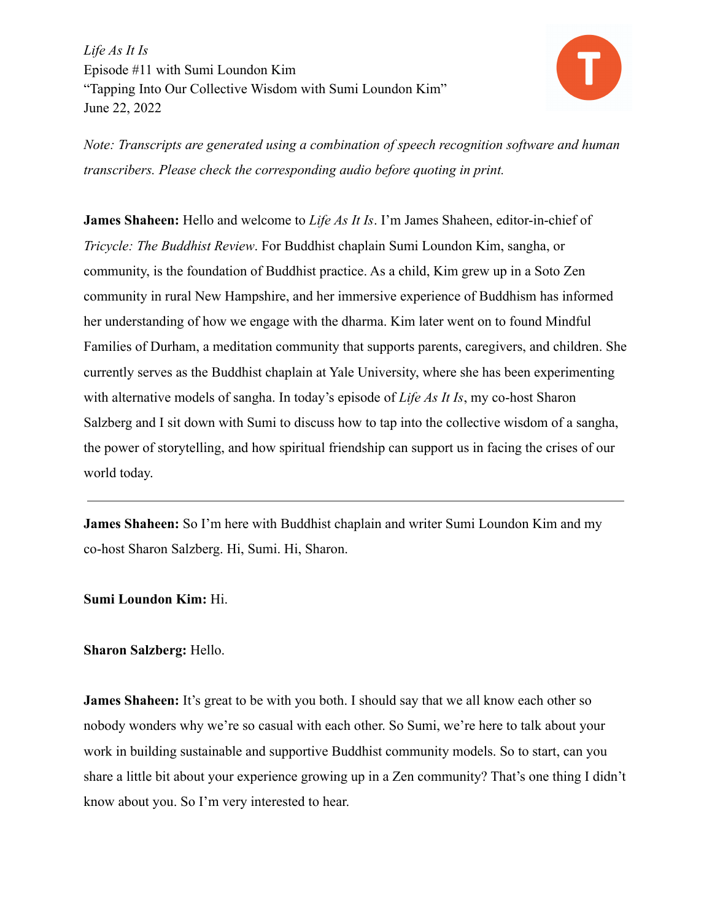*Life As It Is*
Episode #11 with Sumi Loundon Kim
"Tapping Into Our Collective Wisdom with Sumi Loundon Kim"
June 22, 2022

*Note: Transcripts are generated using a combination of speech recognition software and human transcribers. Please check the corresponding audio before quoting in print.*

**James Shaheen:** Hello and welcome to *Life As It Is*. I'm James Shaheen, editor-in-chief of *Tricycle: The Buddhist Review*. For Buddhist chaplain Sumi Loundon Kim, sangha, or community, is the foundation of Buddhist practice. As a child, Kim grew up in a Soto Zen community in rural New Hampshire, and her immersive experience of Buddhism has informed her understanding of how we engage with the dharma. Kim later went on to found Mindful Families of Durham, a meditation community that supports parents, caregivers, and children. She currently serves as the Buddhist chaplain at Yale University, where she has been experimenting with alternative models of sangha. In today's episode of *Life As It Is*, my co-host Sharon Salzberg and I sit down with Sumi to discuss how to tap into the collective wisdom of a sangha, the power of storytelling, and how spiritual friendship can support us in facing the crises of our world today.

---

**James Shaheen:** So I'm here with Buddhist chaplain and writer Sumi Loundon Kim and my co-host Sharon Salzberg. Hi, Sumi. Hi, Sharon.

**Sumi Loundon Kim:** Hi.

**Sharon Salzberg:** Hello.

**James Shaheen:** It's great to be with you both. I should say that we all know each other so nobody wonders why we're so casual with each other. So Sumi, we're here to talk about your work in building sustainable and supportive Buddhist community models. So to start, can you share a little bit about your experience growing up in a Zen community? That's one thing I didn't know about you. So I'm very interested to hear.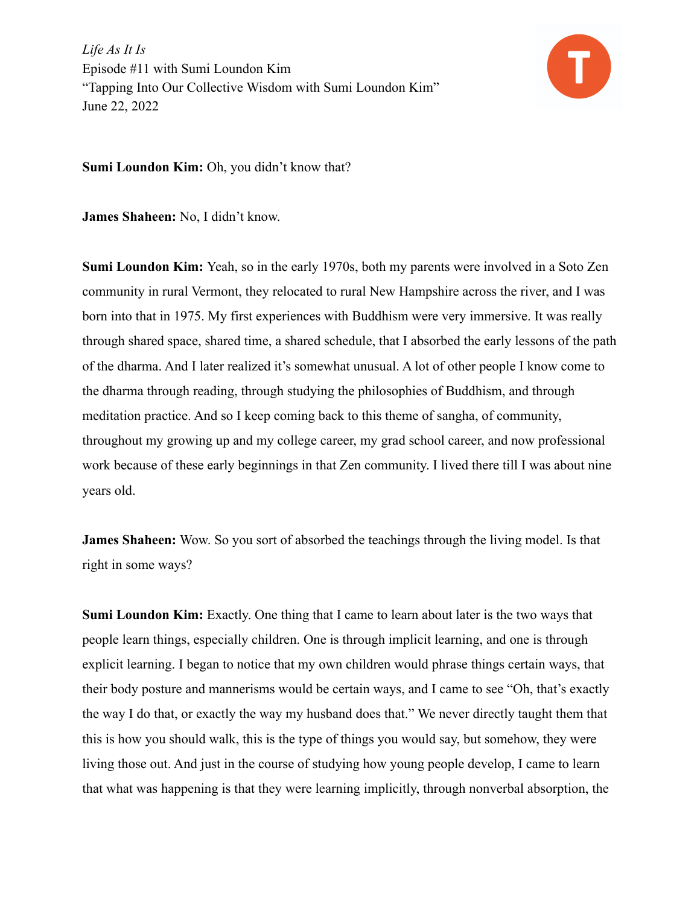*Life As It Is*
Episode #11 with Sumi Loundon Kim
"Tapping Into Our Collective Wisdom with Sumi Loundon Kim"
June 22, 2022

**Sumi Loundon Kim:** Oh, you didn't know that?

**James Shaheen:** No, I didn't know.

**Sumi Loundon Kim:** Yeah, so in the early 1970s, both my parents were involved in a Soto Zen community in rural Vermont, they relocated to rural New Hampshire across the river, and I was born into that in 1975. My first experiences with Buddhism were very immersive. It was really through shared space, shared time, a shared schedule, that I absorbed the early lessons of the path of the dharma. And I later realized it's somewhat unusual. A lot of other people I know come to the dharma through reading, through studying the philosophies of Buddhism, and through meditation practice. And so I keep coming back to this theme of sangha, of community, throughout my growing up and my college career, my grad school career, and now professional work because of these early beginnings in that Zen community. I lived there till I was about nine years old.

**James Shaheen:** Wow. So you sort of absorbed the teachings through the living model. Is that right in some ways?

**Sumi Loundon Kim:** Exactly. One thing that I came to learn about later is the two ways that people learn things, especially children. One is through implicit learning, and one is through explicit learning. I began to notice that my own children would phrase things certain ways, that their body posture and mannerisms would be certain ways, and I came to see "Oh, that's exactly the way I do that, or exactly the way my husband does that." We never directly taught them that this is how you should walk, this is the type of things you would say, but somehow, they were living those out. And just in the course of studying how young people develop, I came to learn that what was happening is that they were learning implicitly, through nonverbal absorption, the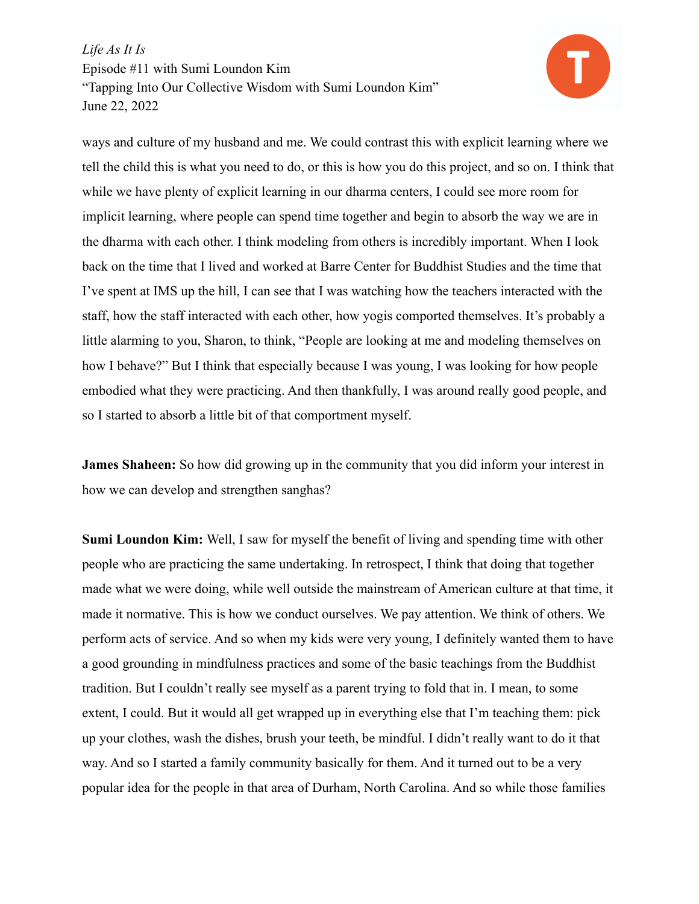ways and culture of my husband and me. We could contrast this with explicit learning where we tell the child this is what you need to do, or this is how you do this project, and so on. I think that while we have plenty of explicit learning in our dharma centers, I could see more room for implicit learning, where people can spend time together and begin to absorb the way we are in the dharma with each other. I think modeling from others is incredibly important. When I look back on the time that I lived and worked at Barre Center for Buddhist Studies and the time that I've spent at IMS up the hill, I can see that I was watching how the teachers interacted with the staff, how the staff interacted with each other, how yogis comported themselves. It's probably a little alarming to you, Sharon, to think, "People are looking at me and modeling themselves on how I behave?" But I think that especially because I was young, I was looking for how people embodied what they were practicing. And then thankfully, I was around really good people, and so I started to absorb a little bit of that comportment myself.

**James Shaheen:** So how did growing up in the community that you did inform your interest in how we can develop and strengthen sanghas?

**Sumi Loundon Kim:** Well, I saw for myself the benefit of living and spending time with other people who are practicing the same undertaking. In retrospect, I think that doing that together made what we were doing, while well outside the mainstream of American culture at that time, it made it normative. This is how we conduct ourselves. We pay attention. We think of others. We perform acts of service. And so when my kids were very young, I definitely wanted them to have a good grounding in mindfulness practices and some of the basic teachings from the Buddhist tradition. But I couldn't really see myself as a parent trying to fold that in. I mean, to some extent, I could. But it would all get wrapped up in everything else that I'm teaching them: pick up your clothes, wash the dishes, brush your teeth, be mindful. I didn't really want to do it that way. And so I started a family community basically for them. And it turned out to be a very popular idea for the people in that area of Durham, North Carolina. And so while those families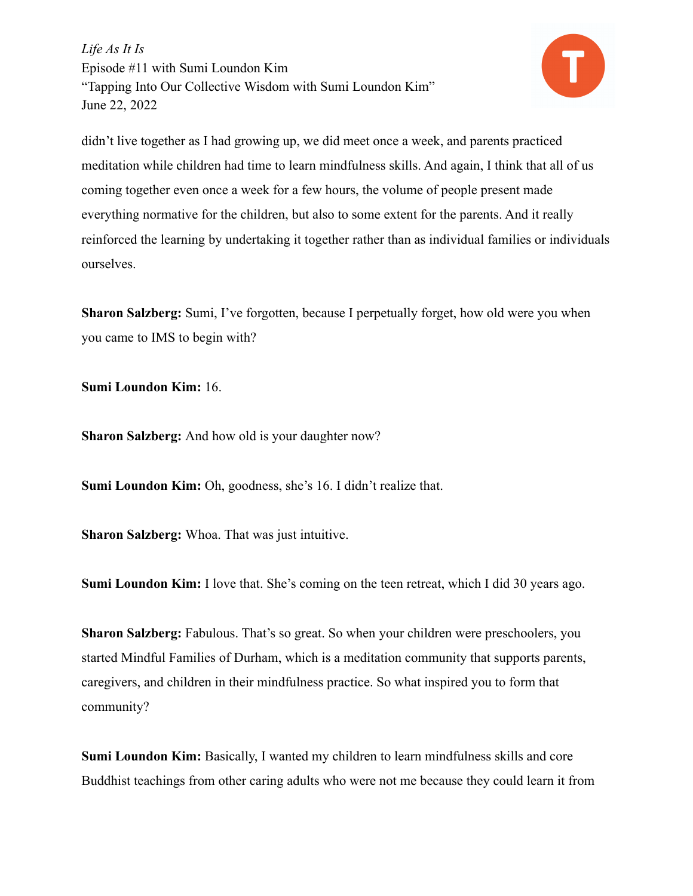didn't live together as I had growing up, we did meet once a week, and parents practiced meditation while children had time to learn mindfulness skills. And again, I think that all of us coming together even once a week for a few hours, the volume of people present made everything normative for the children, but also to some extent for the parents. And it really reinforced the learning by undertaking it together rather than as individual families or individuals ourselves.

**Sharon Salzberg:** Sumi, I've forgotten, because I perpetually forget, how old were you when you came to IMS to begin with?

**Sumi Loundon Kim:** 16.

**Sharon Salzberg:** And how old is your daughter now?

**Sumi Loundon Kim:** Oh, goodness, she's 16. I didn't realize that.

**Sharon Salzberg:** Whoa. That was just intuitive.

**Sumi Loundon Kim:** I love that. She's coming on the teen retreat, which I did 30 years ago.

**Sharon Salzberg:** Fabulous. That's so great. So when your children were preschoolers, you started Mindful Families of Durham, which is a meditation community that supports parents, caregivers, and children in their mindfulness practice. So what inspired you to form that community?

**Sumi Loundon Kim:** Basically, I wanted my children to learn mindfulness skills and core Buddhist teachings from other caring adults who were not me because they could learn it from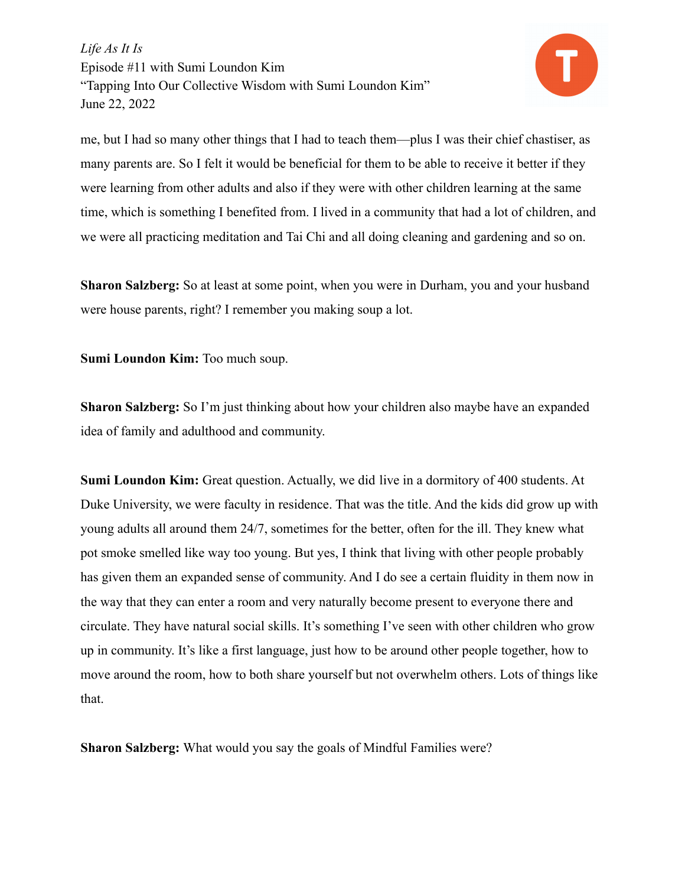me, but I had so many other things that I had to teach them—plus I was their chief chastiser, as many parents are. So I felt it would be beneficial for them to be able to receive it better if they were learning from other adults and also if they were with other children learning at the same time, which is something I benefited from. I lived in a community that had a lot of children, and we were all practicing meditation and Tai Chi and all doing cleaning and gardening and so on.

**Sharon Salzberg:** So at least at some point, when you were in Durham, you and your husband were house parents, right? I remember you making soup a lot.

**Sumi Loundon Kim:** Too much soup.

**Sharon Salzberg:** So I'm just thinking about how your children also maybe have an expanded idea of family and adulthood and community.

**Sumi Loundon Kim:** Great question. Actually, we did live in a dormitory of 400 students. At Duke University, we were faculty in residence. That was the title. And the kids did grow up with young adults all around them 24/7, sometimes for the better, often for the ill. They knew what pot smoke smelled like way too young. But yes, I think that living with other people probably has given them an expanded sense of community. And I do see a certain fluidity in them now in the way that they can enter a room and very naturally become present to everyone there and circulate. They have natural social skills. It's something I've seen with other children who grow up in community. It's like a first language, just how to be around other people together, how to move around the room, how to both share yourself but not overwhelm others. Lots of things like that.

**Sharon Salzberg:** What would you say the goals of Mindful Families were?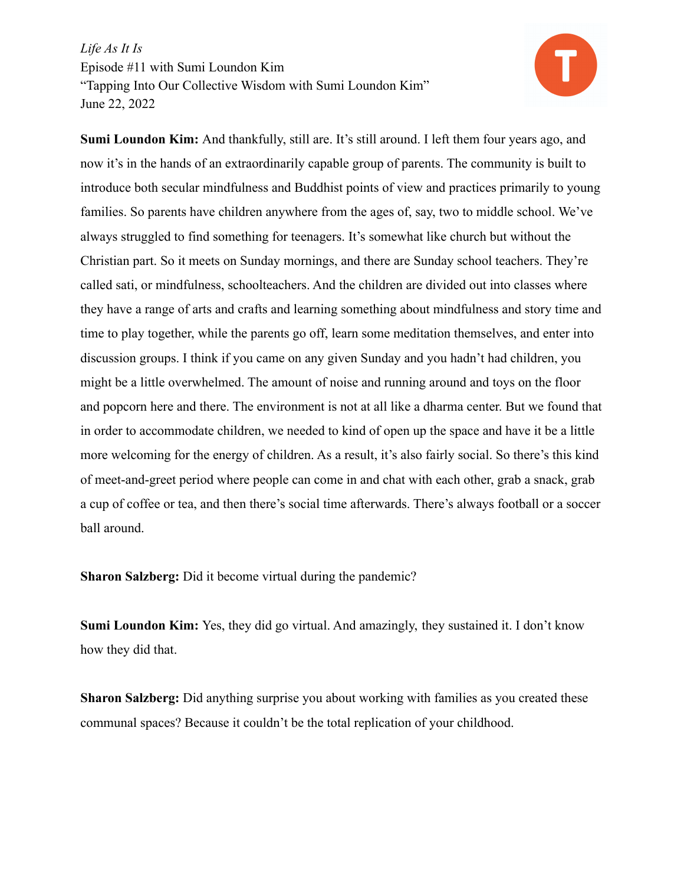**Sumi Loundon Kim:** And thankfully, still are. It's still around. I left them four years ago, and now it's in the hands of an extraordinarily capable group of parents. The community is built to introduce both secular mindfulness and Buddhist points of view and practices primarily to young families. So parents have children anywhere from the ages of, say, two to middle school. We've always struggled to find something for teenagers. It's somewhat like church but without the Christian part. So it meets on Sunday mornings, and there are Sunday school teachers. They're called sati, or mindfulness, schoolteachers. And the children are divided out into classes where they have a range of arts and crafts and learning something about mindfulness and story time and time to play together, while the parents go off, learn some meditation themselves, and enter into discussion groups. I think if you came on any given Sunday and you hadn't had children, you might be a little overwhelmed. The amount of noise and running around and toys on the floor and popcorn here and there. The environment is not at all like a dharma center. But we found that in order to accommodate children, we needed to kind of open up the space and have it be a little more welcoming for the energy of children. As a result, it's also fairly social. So there's this kind of meet-and-greet period where people can come in and chat with each other, grab a snack, grab a cup of coffee or tea, and then there's social time afterwards. There's always football or a soccer ball around.

**Sharon Salzberg:** Did it become virtual during the pandemic?

**Sumi Loundon Kim:** Yes, they did go virtual. And amazingly, they sustained it. I don't know how they did that.

**Sharon Salzberg:** Did anything surprise you about working with families as you created these communal spaces? Because it couldn't be the total replication of your childhood.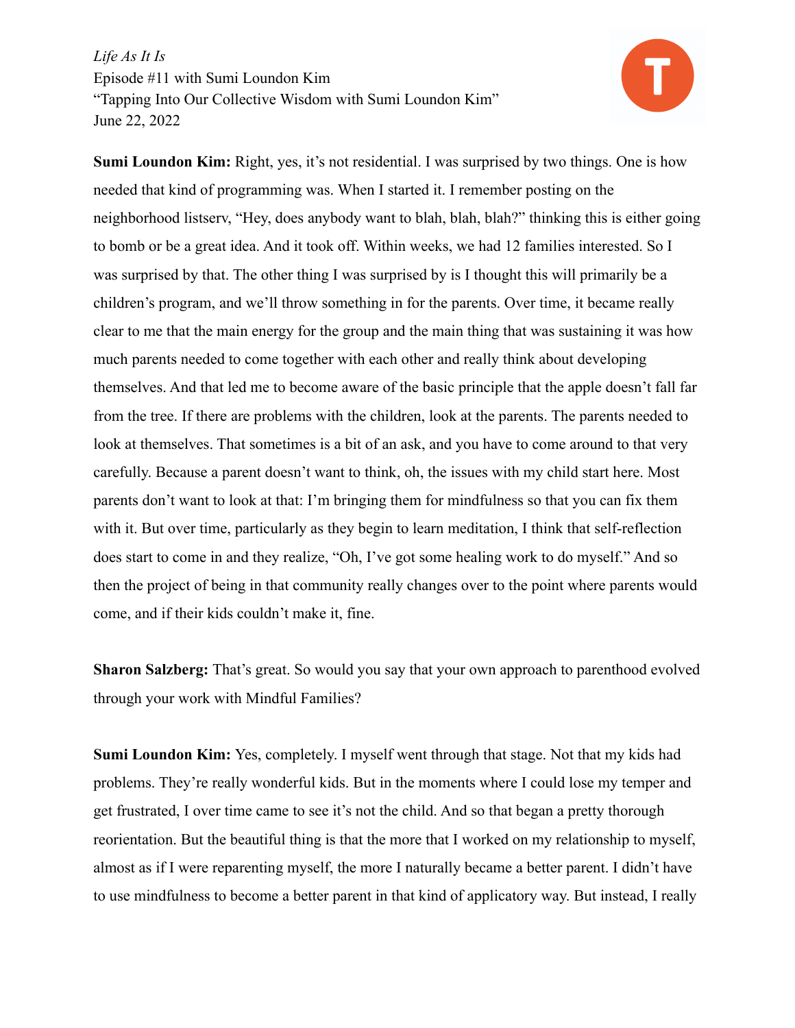**Sumi Loundon Kim:** Right, yes, it's not residential. I was surprised by two things. One is how needed that kind of programming was. When I started it. I remember posting on the neighborhood listserv, "Hey, does anybody want to blah, blah, blah?" thinking this is either going to bomb or be a great idea. And it took off. Within weeks, we had 12 families interested. So I was surprised by that. The other thing I was surprised by is I thought this will primarily be a children's program, and we'll throw something in for the parents. Over time, it became really clear to me that the main energy for the group and the main thing that was sustaining it was how much parents needed to come together with each other and really think about developing themselves. And that led me to become aware of the basic principle that the apple doesn't fall far from the tree. If there are problems with the children, look at the parents. The parents needed to look at themselves. That sometimes is a bit of an ask, and you have to come around to that very carefully. Because a parent doesn't want to think, oh, the issues with my child start here. Most parents don't want to look at that: I'm bringing them for mindfulness so that you can fix them with it. But over time, particularly as they begin to learn meditation, I think that self-reflection does start to come in and they realize, "Oh, I've got some healing work to do myself." And so then the project of being in that community really changes over to the point where parents would come, and if their kids couldn't make it, fine.

**Sharon Salzberg:** That's great. So would you say that your own approach to parenthood evolved through your work with Mindful Families?

**Sumi Loundon Kim:** Yes, completely. I myself went through that stage. Not that my kids had problems. They're really wonderful kids. But in the moments where I could lose my temper and get frustrated, I over time came to see it's not the child. And so that began a pretty thorough reorientation. But the beautiful thing is that the more that I worked on my relationship to myself, almost as if I were reparenting myself, the more I naturally became a better parent. I didn't have to use mindfulness to become a better parent in that kind of applicatory way. But instead, I really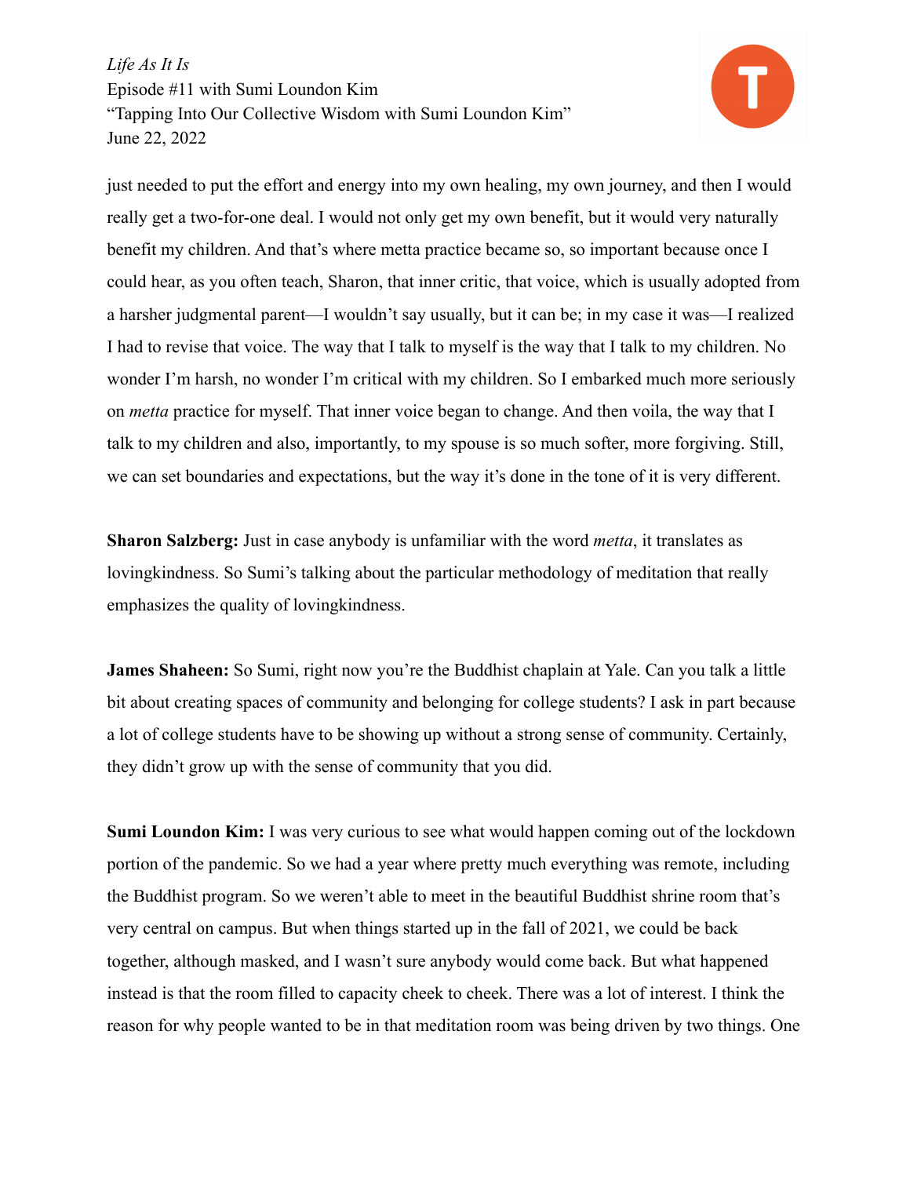just needed to put the effort and energy into my own healing, my own journey, and then I would really get a two-for-one deal. I would not only get my own benefit, but it would very naturally benefit my children. And that's where metta practice became so, so important because once I could hear, as you often teach, Sharon, that inner critic, that voice, which is usually adopted from a harsher judgmental parent—I wouldn't say usually, but it can be; in my case it was—I realized I had to revise that voice. The way that I talk to myself is the way that I talk to my children. No wonder I'm harsh, no wonder I'm critical with my children. So I embarked much more seriously on *metta* practice for myself. That inner voice began to change. And then voila, the way that I talk to my children and also, importantly, to my spouse is so much softer, more forgiving. Still, we can set boundaries and expectations, but the way it's done in the tone of it is very different.

**Sharon Salzberg:** Just in case anybody is unfamiliar with the word *metta*, it translates as lovingkindness. So Sumi's talking about the particular methodology of meditation that really emphasizes the quality of lovingkindness.

**James Shaheen:** So Sumi, right now you're the Buddhist chaplain at Yale. Can you talk a little bit about creating spaces of community and belonging for college students? I ask in part because a lot of college students have to be showing up without a strong sense of community. Certainly, they didn't grow up with the sense of community that you did.

**Sumi Loundon Kim:** I was very curious to see what would happen coming out of the lockdown portion of the pandemic. So we had a year where pretty much everything was remote, including the Buddhist program. So we weren't able to meet in the beautiful Buddhist shrine room that's very central on campus. But when things started up in the fall of 2021, we could be back together, although masked, and I wasn't sure anybody would come back. But what happened instead is that the room filled to capacity cheek to cheek. There was a lot of interest. I think the reason for why people wanted to be in that meditation room was being driven by two things. One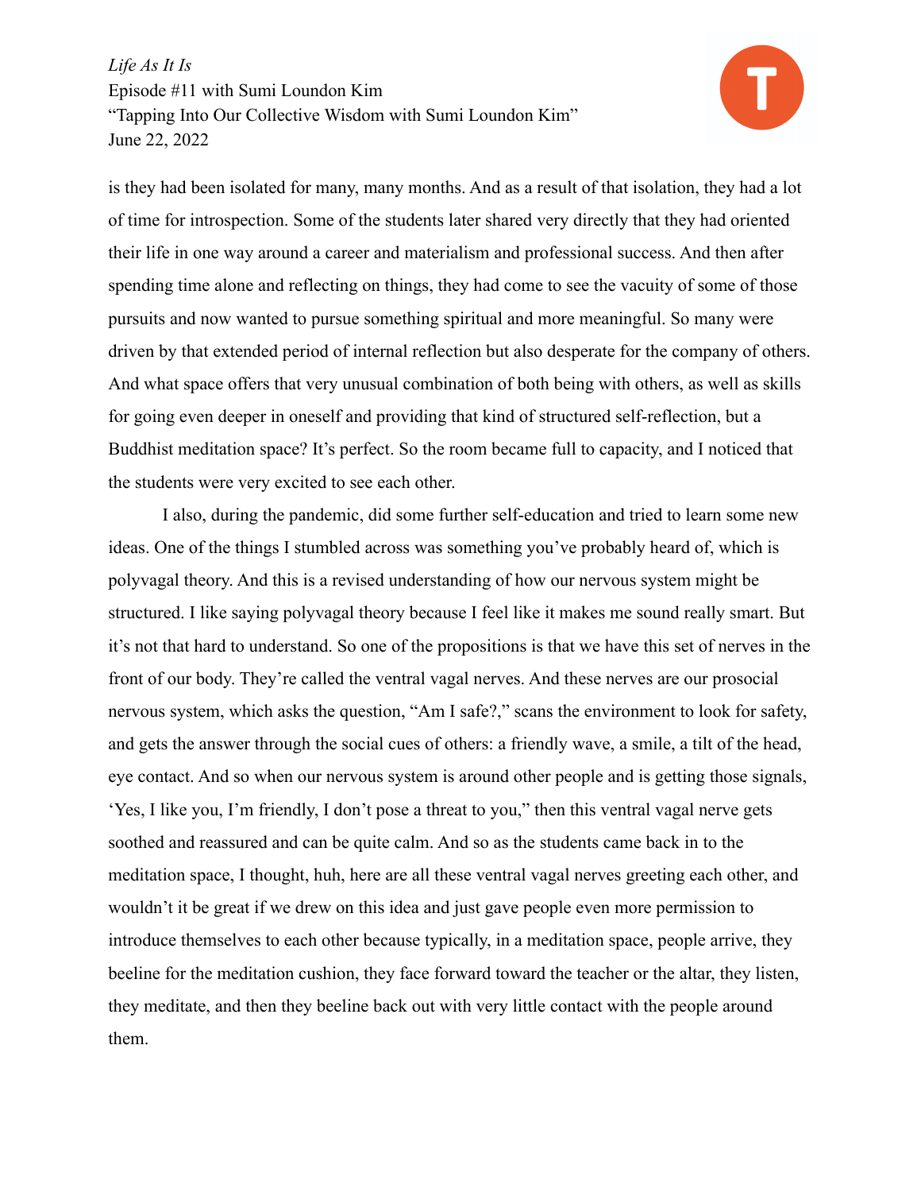is they had been isolated for many, many months. And as a result of that isolation, they had a lot of time for introspection. Some of the students later shared very directly that they had oriented their life in one way around a career and materialism and professional success. And then after spending time alone and reflecting on things, they had come to see the vacuity of some of those pursuits and now wanted to pursue something spiritual and more meaningful. So many were driven by that extended period of internal reflection but also desperate for the company of others. And what space offers that very unusual combination of both being with others, as well as skills for going even deeper in oneself and providing that kind of structured self-reflection, but a Buddhist meditation space? It's perfect. So the room became full to capacity, and I noticed that the students were very excited to see each other.

I also, during the pandemic, did some further self-education and tried to learn some new ideas. One of the things I stumbled across was something you've probably heard of, which is polyvagal theory. And this is a revised understanding of how our nervous system might be structured. I like saying polyvagal theory because I feel like it makes me sound really smart. But it's not that hard to understand. So one of the propositions is that we have this set of nerves in the front of our body. They're called the ventral vagal nerves. And these nerves are our prosocial nervous system, which asks the question, "Am I safe?," scans the environment to look for safety, and gets the answer through the social cues of others: a friendly wave, a smile, a tilt of the head, eye contact. And so when our nervous system is around other people and is getting those signals, 'Yes, I like you, I'm friendly, I don't pose a threat to you," then this ventral vagal nerve gets soothed and reassured and can be quite calm. And so as the students came back in to the meditation space, I thought, huh, here are all these ventral vagal nerves greeting each other, and wouldn't it be great if we drew on this idea and just gave people even more permission to introduce themselves to each other because typically, in a meditation space, people arrive, they beeline for the meditation cushion, they face forward toward the teacher or the altar, they listen, they meditate, and then they beeline back out with very little contact with the people around them.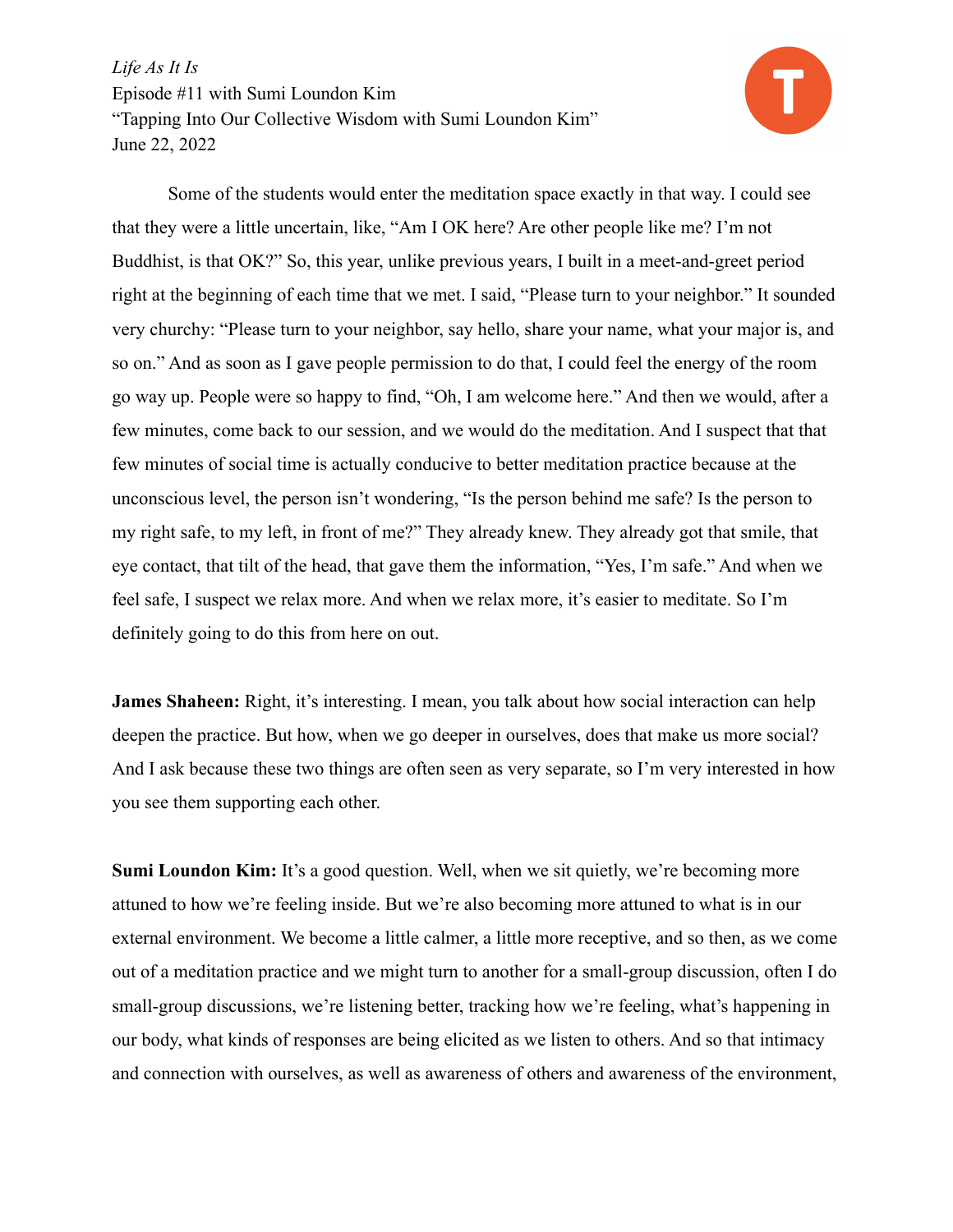Some of the students would enter the meditation space exactly in that way. I could see that they were a little uncertain, like, "Am I OK here? Are other people like me? I'm not Buddhist, is that OK?" So, this year, unlike previous years, I built in a meet-and-greet period right at the beginning of each time that we met. I said, "Please turn to your neighbor." It sounded very churchy: "Please turn to your neighbor, say hello, share your name, what your major is, and so on." And as soon as I gave people permission to do that, I could feel the energy of the room go way up. People were so happy to find, "Oh, I am welcome here." And then we would, after a few minutes, come back to our session, and we would do the meditation. And I suspect that that few minutes of social time is actually conducive to better meditation practice because at the unconscious level, the person isn't wondering, "Is the person behind me safe? Is the person to my right safe, to my left, in front of me?" They already knew. They already got that smile, that eye contact, that tilt of the head, that gave them the information, "Yes, I'm safe." And when we feel safe, I suspect we relax more. And when we relax more, it's easier to meditate. So I'm definitely going to do this from here on out.

**James Shaheen:** Right, it's interesting. I mean, you talk about how social interaction can help deepen the practice. But how, when we go deeper in ourselves, does that make us more social? And I ask because these two things are often seen as very separate, so I'm very interested in how you see them supporting each other.

**Sumi Loundon Kim:** It's a good question. Well, when we sit quietly, we're becoming more attuned to how we're feeling inside. But we're also becoming more attuned to what is in our external environment. We become a little calmer, a little more receptive, and so then, as we come out of a meditation practice and we might turn to another for a small-group discussion, often I do small-group discussions, we're listening better, tracking how we're feeling, what's happening in our body, what kinds of responses are being elicited as we listen to others. And so that intimacy and connection with ourselves, as well as awareness of others and awareness of the environment,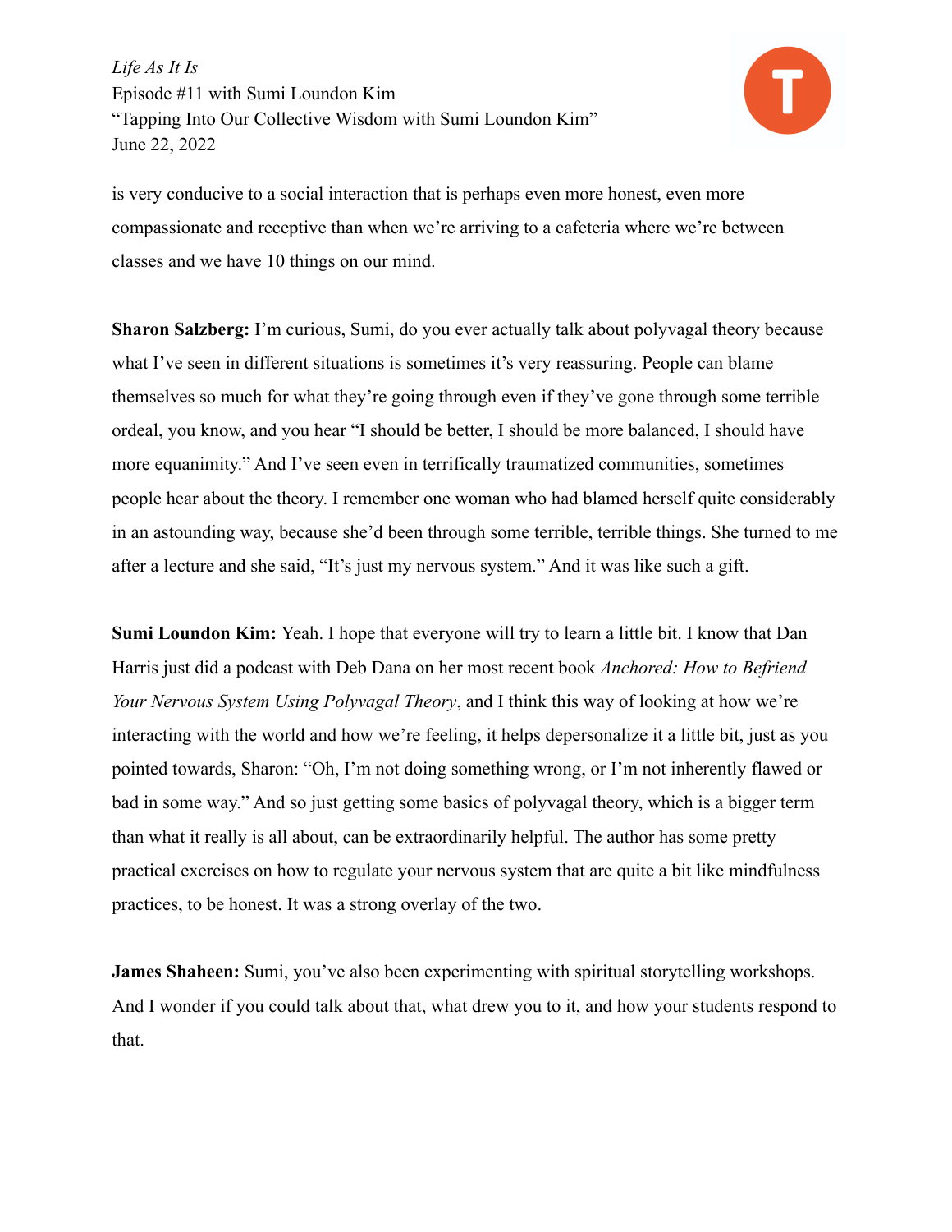is very conducive to a social interaction that is perhaps even more honest, even more compassionate and receptive than when we're arriving to a cafeteria where we're between classes and we have 10 things on our mind.

**Sharon Salzberg:** I'm curious, Sumi, do you ever actually talk about polyvagal theory because what I've seen in different situations is sometimes it's very reassuring. People can blame themselves so much for what they're going through even if they've gone through some terrible ordeal, you know, and you hear "I should be better, I should be more balanced, I should have more equanimity." And I've seen even in terrifically traumatized communities, sometimes people hear about the theory. I remember one woman who had blamed herself quite considerably in an astounding way, because she'd been through some terrible, terrible things. She turned to me after a lecture and she said, "It's just my nervous system." And it was like such a gift.

**Sumi Loundon Kim:** Yeah. I hope that everyone will try to learn a little bit. I know that Dan Harris just did a podcast with Deb Dana on her most recent book *Anchored: How to Befriend Your Nervous System Using Polyvagal Theory*, and I think this way of looking at how we're interacting with the world and how we're feeling, it helps depersonalize it a little bit, just as you pointed towards, Sharon: "Oh, I'm not doing something wrong, or I'm not inherently flawed or bad in some way." And so just getting some basics of polyvagal theory, which is a bigger term than what it really is all about, can be extraordinarily helpful. The author has some pretty practical exercises on how to regulate your nervous system that are quite a bit like mindfulness practices, to be honest. It was a strong overlay of the two.

**James Shaheen:** Sumi, you've also been experimenting with spiritual storytelling workshops. And I wonder if you could talk about that, what drew you to it, and how your students respond to that.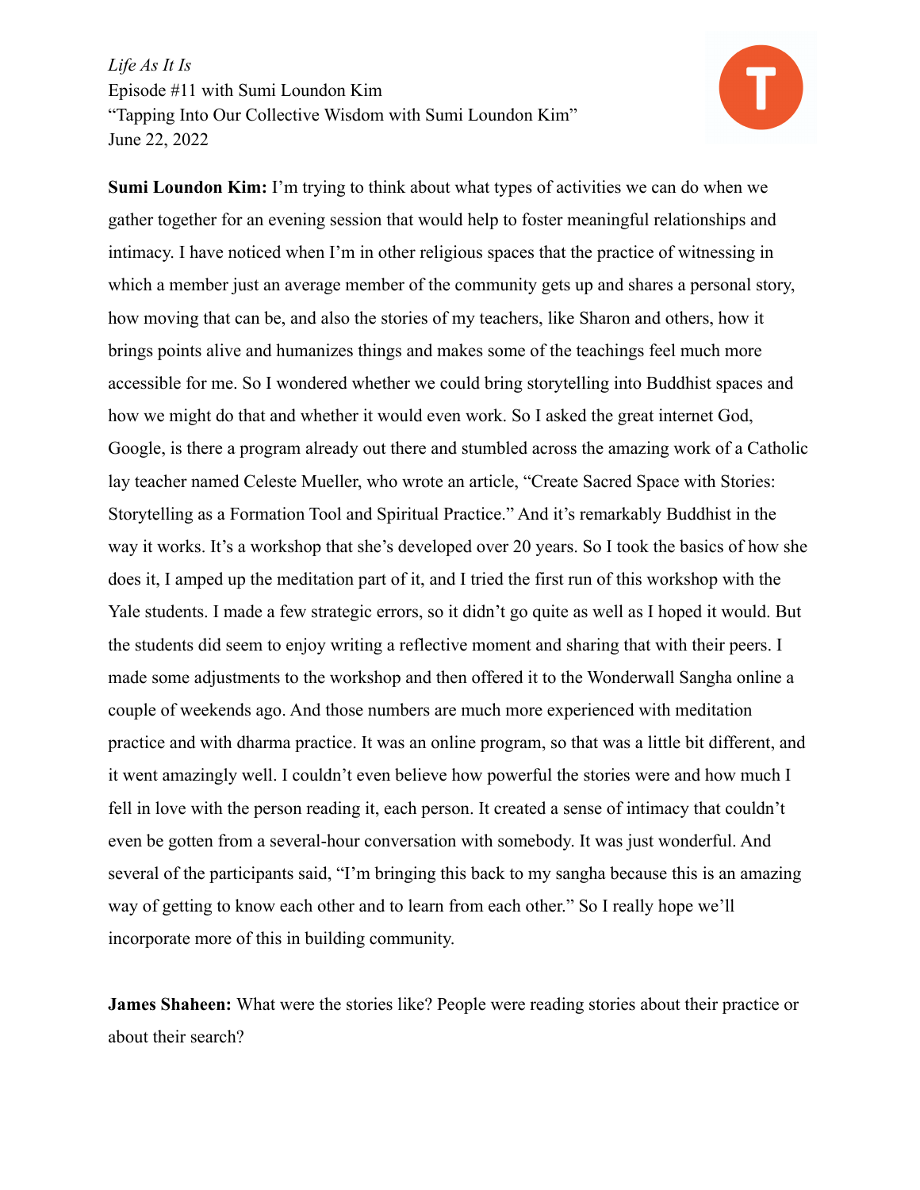**Sumi Loundon Kim:** I'm trying to think about what types of activities we can do when we gather together for an evening session that would help to foster meaningful relationships and intimacy. I have noticed when I'm in other religious spaces that the practice of witnessing in which a member just an average member of the community gets up and shares a personal story, how moving that can be, and also the stories of my teachers, like Sharon and others, how it brings points alive and humanizes things and makes some of the teachings feel much more accessible for me. So I wondered whether we could bring storytelling into Buddhist spaces and how we might do that and whether it would even work. So I asked the great internet God, Google, is there a program already out there and stumbled across the amazing work of a Catholic lay teacher named Celeste Mueller, who wrote an article, "Create Sacred Space with Stories: Storytelling as a Formation Tool and Spiritual Practice." And it's remarkably Buddhist in the way it works. It's a workshop that she's developed over 20 years. So I took the basics of how she does it, I amped up the meditation part of it, and I tried the first run of this workshop with the Yale students. I made a few strategic errors, so it didn't go quite as well as I hoped it would. But the students did seem to enjoy writing a reflective moment and sharing that with their peers. I made some adjustments to the workshop and then offered it to the Wonderwall Sangha online a couple of weekends ago. And those numbers are much more experienced with meditation practice and with dharma practice. It was an online program, so that was a little bit different, and it went amazingly well. I couldn't even believe how powerful the stories were and how much I fell in love with the person reading it, each person. It created a sense of intimacy that couldn't even be gotten from a several-hour conversation with somebody. It was just wonderful. And several of the participants said, "I'm bringing this back to my sangha because this is an amazing way of getting to know each other and to learn from each other." So I really hope we'll incorporate more of this in building community.

**James Shaheen:** What were the stories like? People were reading stories about their practice or about their search?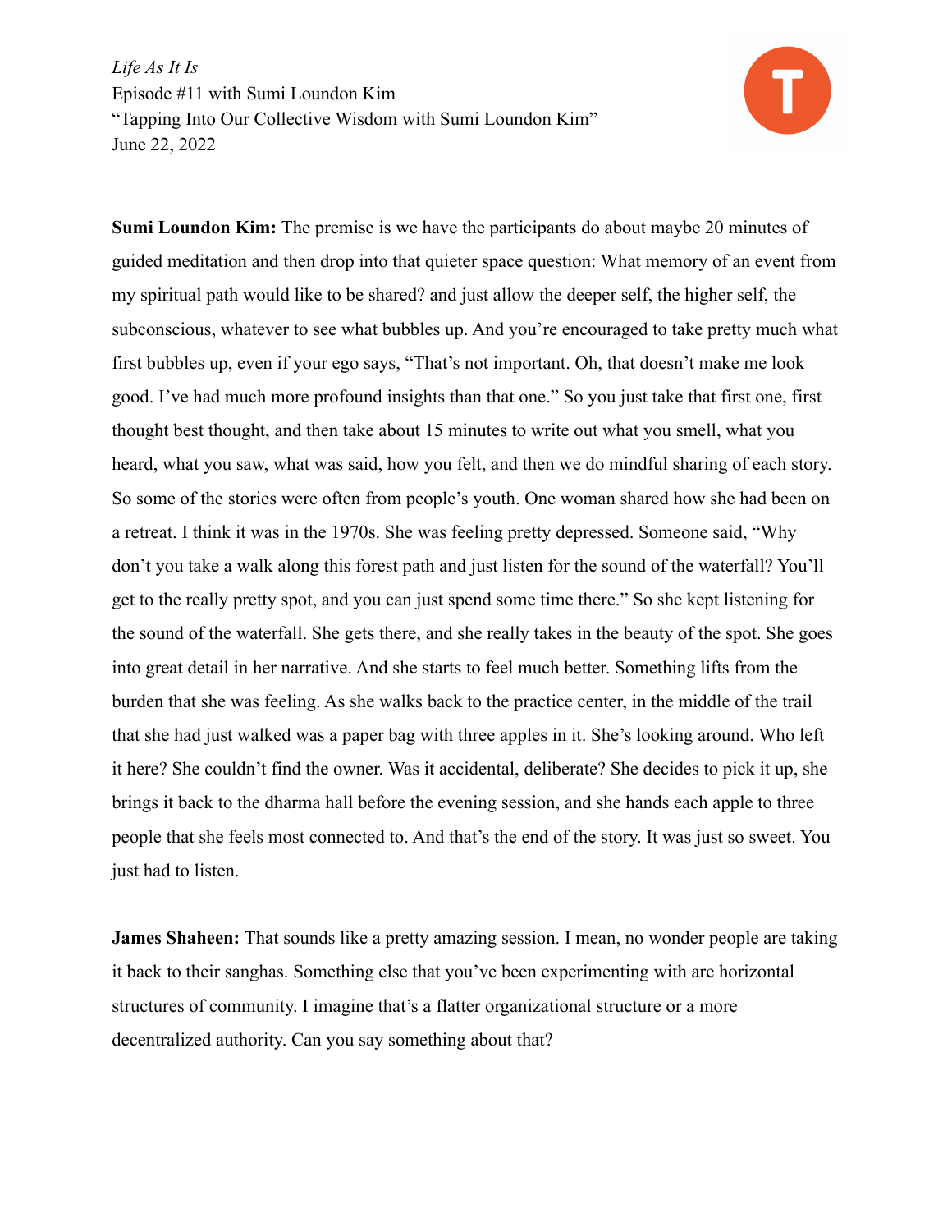**Sumi Loundon Kim:** The premise is we have the participants do about maybe 20 minutes of guided meditation and then drop into that quieter space question: What memory of an event from my spiritual path would like to be shared? and just allow the deeper self, the higher self, the subconscious, whatever to see what bubbles up. And you're encouraged to take pretty much what first bubbles up, even if your ego says, "That's not important. Oh, that doesn't make me look good. I've had much more profound insights than that one." So you just take that first one, first thought best thought, and then take about 15 minutes to write out what you smell, what you heard, what you saw, what was said, how you felt, and then we do mindful sharing of each story. So some of the stories were often from people's youth. One woman shared how she had been on a retreat. I think it was in the 1970s. She was feeling pretty depressed. Someone said, "Why don't you take a walk along this forest path and just listen for the sound of the waterfall? You'll get to the really pretty spot, and you can just spend some time there." So she kept listening for the sound of the waterfall. She gets there, and she really takes in the beauty of the spot. She goes into great detail in her narrative. And she starts to feel much better. Something lifts from the burden that she was feeling. As she walks back to the practice center, in the middle of the trail that she had just walked was a paper bag with three apples in it. She's looking around. Who left it here? She couldn't find the owner. Was it accidental, deliberate? She decides to pick it up, she brings it back to the dharma hall before the evening session, and she hands each apple to three people that she feels most connected to. And that's the end of the story. It was just so sweet. You just had to listen.

**James Shaheen:** That sounds like a pretty amazing session. I mean, no wonder people are taking it back to their sanghas. Something else that you've been experimenting with are horizontal structures of community. I imagine that's a flatter organizational structure or a more decentralized authority. Can you say something about that?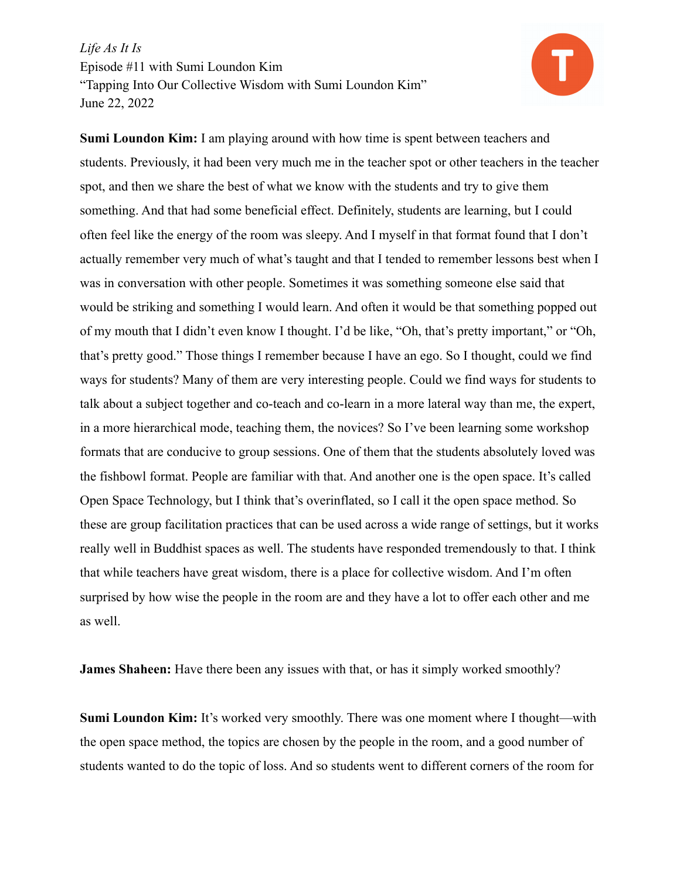**Sumi Loundon Kim:** I am playing around with how time is spent between teachers and students. Previously, it had been very much me in the teacher spot or other teachers in the teacher spot, and then we share the best of what we know with the students and try to give them something. And that had some beneficial effect. Definitely, students are learning, but I could often feel like the energy of the room was sleepy. And I myself in that format found that I don't actually remember very much of what's taught and that I tended to remember lessons best when I was in conversation with other people. Sometimes it was something someone else said that would be striking and something I would learn. And often it would be that something popped out of my mouth that I didn't even know I thought. I'd be like, "Oh, that's pretty important," or "Oh, that's pretty good." Those things I remember because I have an ego. So I thought, could we find ways for students? Many of them are very interesting people. Could we find ways for students to talk about a subject together and co-teach and co-learn in a more lateral way than me, the expert, in a more hierarchical mode, teaching them, the novices? So I've been learning some workshop formats that are conducive to group sessions. One of them that the students absolutely loved was the fishbowl format. People are familiar with that. And another one is the open space. It's called Open Space Technology, but I think that's overinflated, so I call it the open space method. So these are group facilitation practices that can be used across a wide range of settings, but it works really well in Buddhist spaces as well. The students have responded tremendously to that. I think that while teachers have great wisdom, there is a place for collective wisdom. And I'm often surprised by how wise the people in the room are and they have a lot to offer each other and me as well.

**James Shaheen:** Have there been any issues with that, or has it simply worked smoothly?

**Sumi Loundon Kim:** It's worked very smoothly. There was one moment where I thought—with the open space method, the topics are chosen by the people in the room, and a good number of students wanted to do the topic of loss. And so students went to different corners of the room for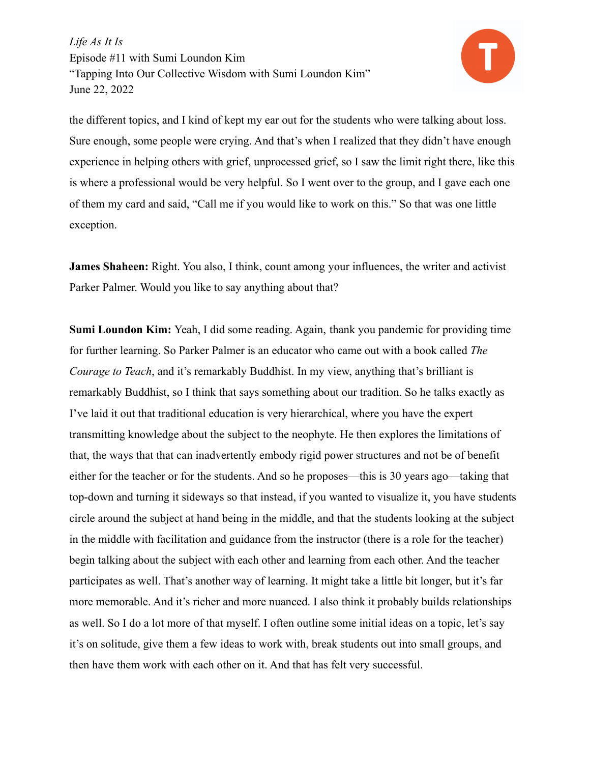the different topics, and I kind of kept my ear out for the students who were talking about loss. Sure enough, some people were crying. And that's when I realized that they didn't have enough experience in helping others with grief, unprocessed grief, so I saw the limit right there, like this is where a professional would be very helpful. So I went over to the group, and I gave each one of them my card and said, "Call me if you would like to work on this." So that was one little exception.

**James Shaheen:** Right. You also, I think, count among your influences, the writer and activist Parker Palmer. Would you like to say anything about that?

**Sumi Loundon Kim:** Yeah, I did some reading. Again, thank you pandemic for providing time for further learning. So Parker Palmer is an educator who came out with a book called *The Courage to Teach*, and it's remarkably Buddhist. In my view, anything that's brilliant is remarkably Buddhist, so I think that says something about our tradition. So he talks exactly as I've laid it out that traditional education is very hierarchical, where you have the expert transmitting knowledge about the subject to the neophyte. He then explores the limitations of that, the ways that that can inadvertently embody rigid power structures and not be of benefit either for the teacher or for the students. And so he proposes—this is 30 years ago—taking that top-down and turning it sideways so that instead, if you wanted to visualize it, you have students circle around the subject at hand being in the middle, and that the students looking at the subject in the middle with facilitation and guidance from the instructor (there is a role for the teacher) begin talking about the subject with each other and learning from each other. And the teacher participates as well. That's another way of learning. It might take a little bit longer, but it's far more memorable. And it's richer and more nuanced. I also think it probably builds relationships as well. So I do a lot more of that myself. I often outline some initial ideas on a topic, let's say it's on solitude, give them a few ideas to work with, break students out into small groups, and then have them work with each other on it. And that has felt very successful.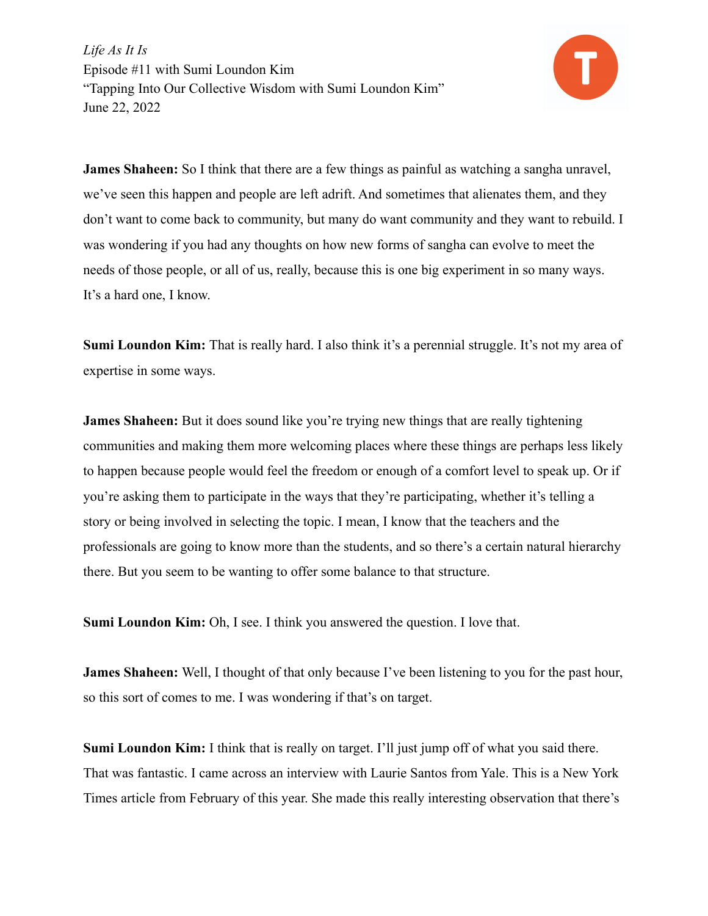**James Shaheen:** So I think that there are a few things as painful as watching a sangha unravel, we've seen this happen and people are left adrift. And sometimes that alienates them, and they don't want to come back to community, but many do want community and they want to rebuild. I was wondering if you had any thoughts on how new forms of sangha can evolve to meet the needs of those people, or all of us, really, because this is one big experiment in so many ways. It's a hard one, I know.

**Sumi Loundon Kim:** That is really hard. I also think it's a perennial struggle. It's not my area of expertise in some ways.

**James Shaheen:** But it does sound like you're trying new things that are really tightening communities and making them more welcoming places where these things are perhaps less likely to happen because people would feel the freedom or enough of a comfort level to speak up. Or if you're asking them to participate in the ways that they're participating, whether it's telling a story or being involved in selecting the topic. I mean, I know that the teachers and the professionals are going to know more than the students, and so there's a certain natural hierarchy there. But you seem to be wanting to offer some balance to that structure.

**Sumi Loundon Kim:** Oh, I see. I think you answered the question. I love that.

**James Shaheen:** Well, I thought of that only because I've been listening to you for the past hour, so this sort of comes to me. I was wondering if that's on target.

**Sumi Loundon Kim:** I think that is really on target. I'll just jump off of what you said there. That was fantastic. I came across an interview with Laurie Santos from Yale. This is a New York Times article from February of this year. She made this really interesting observation that there's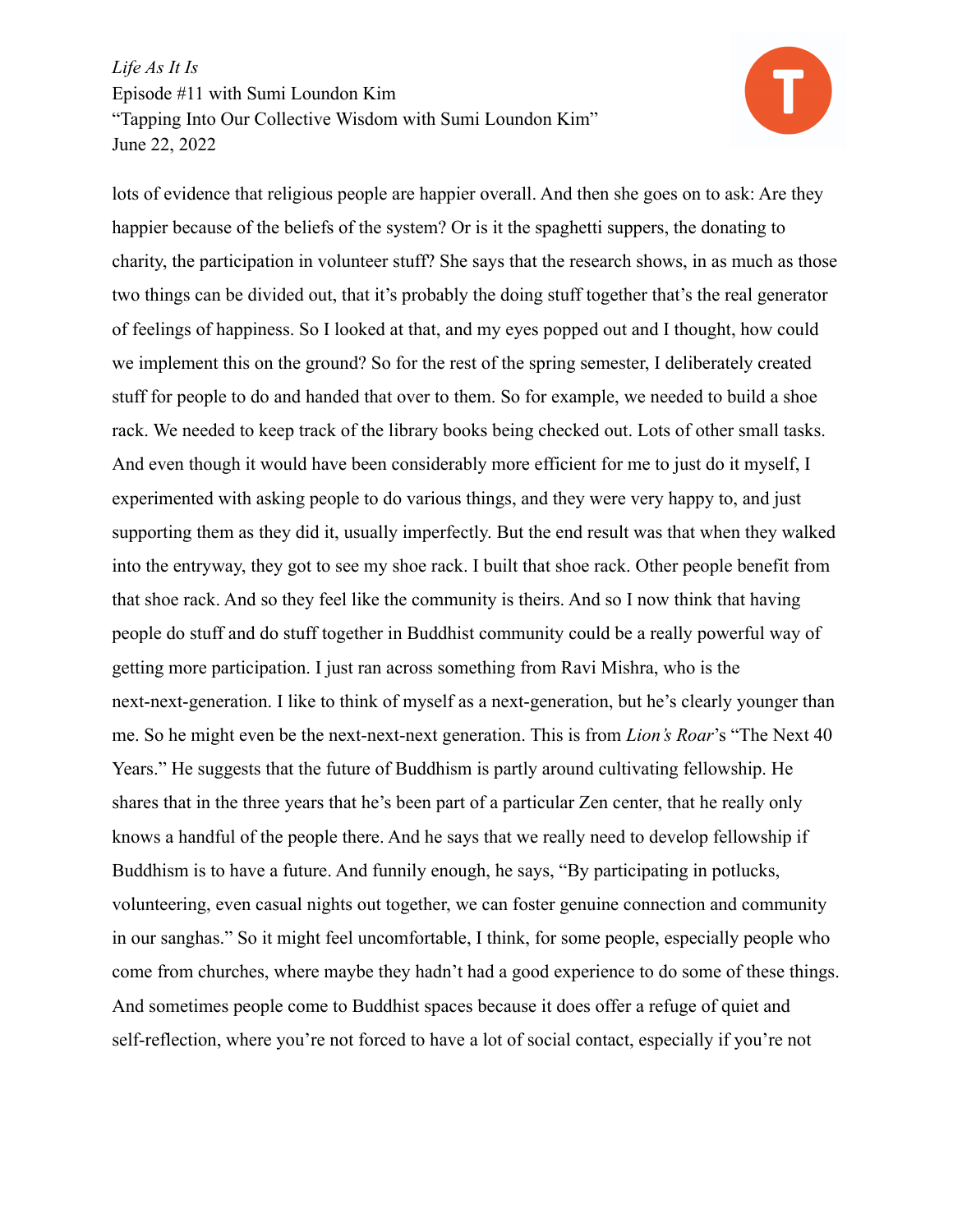lots of evidence that religious people are happier overall. And then she goes on to ask: Are they happier because of the beliefs of the system? Or is it the spaghetti suppers, the donating to charity, the participation in volunteer stuff? She says that the research shows, in as much as those two things can be divided out, that it's probably the doing stuff together that's the real generator of feelings of happiness. So I looked at that, and my eyes popped out and I thought, how could we implement this on the ground? So for the rest of the spring semester, I deliberately created stuff for people to do and handed that over to them. So for example, we needed to build a shoe rack. We needed to keep track of the library books being checked out. Lots of other small tasks. And even though it would have been considerably more efficient for me to just do it myself, I experimented with asking people to do various things, and they were very happy to, and just supporting them as they did it, usually imperfectly. But the end result was that when they walked into the entryway, they got to see my shoe rack. I built that shoe rack. Other people benefit from that shoe rack. And so they feel like the community is theirs. And so I now think that having people do stuff and do stuff together in Buddhist community could be a really powerful way of getting more participation. I just ran across something from Ravi Mishra, who is the next-next-generation. I like to think of myself as a next-generation, but he's clearly younger than me. So he might even be the next-next-next generation. This is from *Lion's Roar*'s "The Next 40 Years." He suggests that the future of Buddhism is partly around cultivating fellowship. He shares that in the three years that he's been part of a particular Zen center, that he really only knows a handful of the people there. And he says that we really need to develop fellowship if Buddhism is to have a future. And funnily enough, he says, "By participating in potlucks, volunteering, even casual nights out together, we can foster genuine connection and community in our sanghas." So it might feel uncomfortable, I think, for some people, especially people who come from churches, where maybe they hadn't had a good experience to do some of these things. And sometimes people come to Buddhist spaces because it does offer a refuge of quiet and self-reflection, where you're not forced to have a lot of social contact, especially if you're not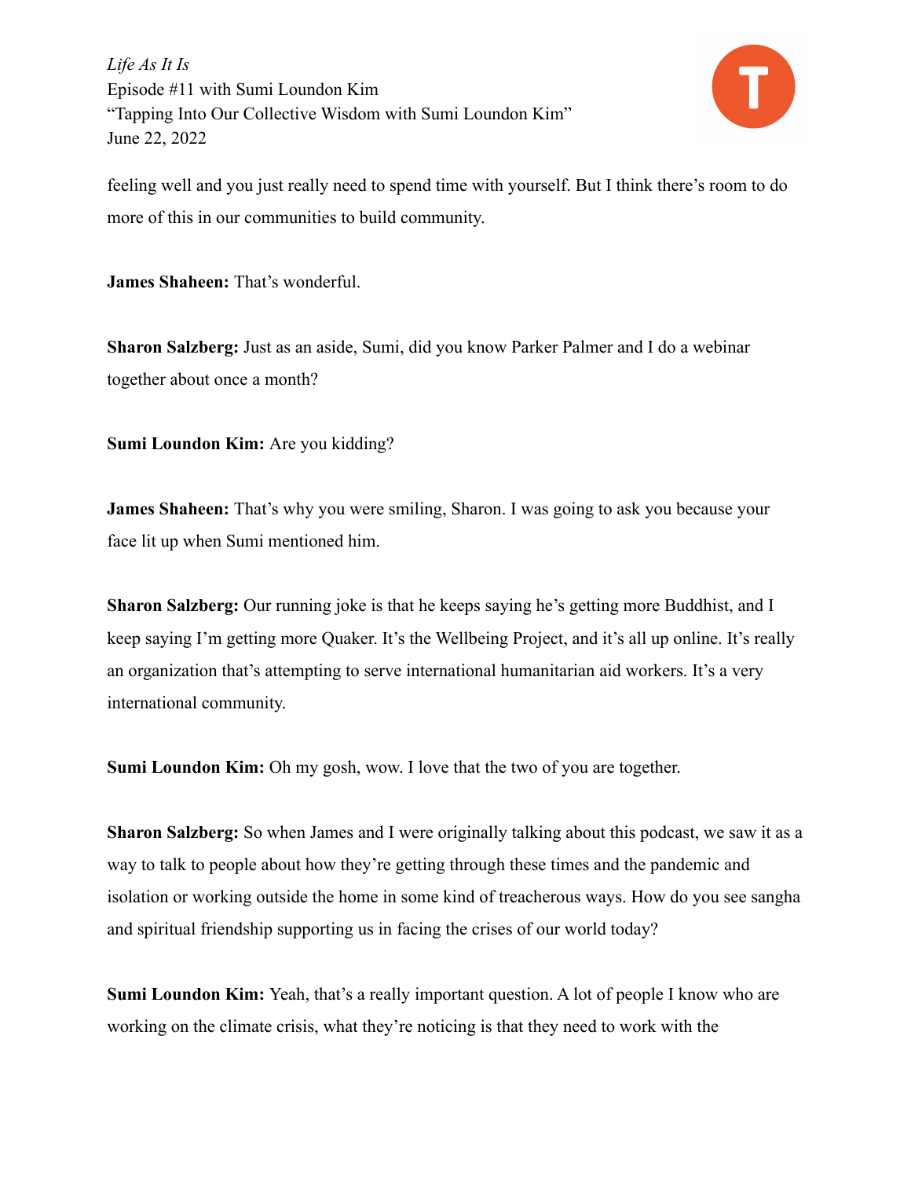feeling well and you just really need to spend time with yourself. But I think there's room to do more of this in our communities to build community.

**James Shaheen:** That's wonderful.

**Sharon Salzberg:** Just as an aside, Sumi, did you know Parker Palmer and I do a webinar together about once a month?

**Sumi Loundon Kim:** Are you kidding?

**James Shaheen:** That's why you were smiling, Sharon. I was going to ask you because your face lit up when Sumi mentioned him.

**Sharon Salzberg:** Our running joke is that he keeps saying he's getting more Buddhist, and I keep saying I'm getting more Quaker. It's the Wellbeing Project, and it's all up online. It's really an organization that's attempting to serve international humanitarian aid workers. It's a very international community.

**Sumi Loundon Kim:** Oh my gosh, wow. I love that the two of you are together.

**Sharon Salzberg:** So when James and I were originally talking about this podcast, we saw it as a way to talk to people about how they're getting through these times and the pandemic and isolation or working outside the home in some kind of treacherous ways. How do you see sangha and spiritual friendship supporting us in facing the crises of our world today?

**Sumi Loundon Kim:** Yeah, that's a really important question. A lot of people I know who are working on the climate crisis, what they're noticing is that they need to work with the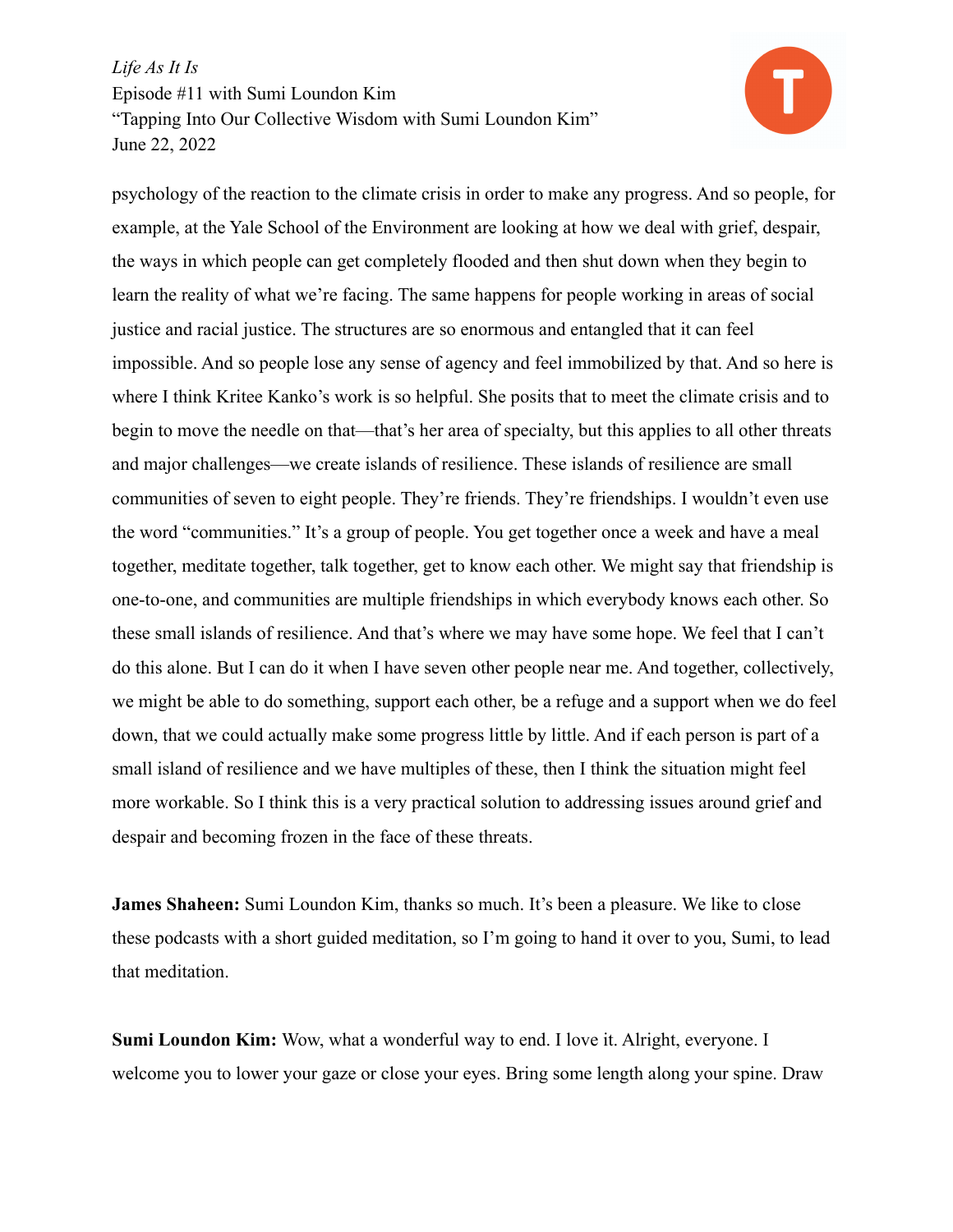psychology of the reaction to the climate crisis in order to make any progress. And so people, for example, at the Yale School of the Environment are looking at how we deal with grief, despair, the ways in which people can get completely flooded and then shut down when they begin to learn the reality of what we're facing. The same happens for people working in areas of social justice and racial justice. The structures are so enormous and entangled that it can feel impossible. And so people lose any sense of agency and feel immobilized by that. And so here is where I think Kritee Kanko's work is so helpful. She posits that to meet the climate crisis and to begin to move the needle on that—that's her area of specialty, but this applies to all other threats and major challenges—we create islands of resilience. These islands of resilience are small communities of seven to eight people. They're friends. They're friendships. I wouldn't even use the word "communities." It's a group of people. You get together once a week and have a meal together, meditate together, talk together, get to know each other. We might say that friendship is one-to-one, and communities are multiple friendships in which everybody knows each other. So these small islands of resilience. And that's where we may have some hope. We feel that I can't do this alone. But I can do it when I have seven other people near me. And together, collectively, we might be able to do something, support each other, be a refuge and a support when we do feel down, that we could actually make some progress little by little. And if each person is part of a small island of resilience and we have multiples of these, then I think the situation might feel more workable. So I think this is a very practical solution to addressing issues around grief and despair and becoming frozen in the face of these threats.

**James Shaheen:** Sumi Loundon Kim, thanks so much. It's been a pleasure. We like to close these podcasts with a short guided meditation, so I'm going to hand it over to you, Sumi, to lead that meditation.

**Sumi Loundon Kim:** Wow, what a wonderful way to end. I love it. Alright, everyone. I welcome you to lower your gaze or close your eyes. Bring some length along your spine. Draw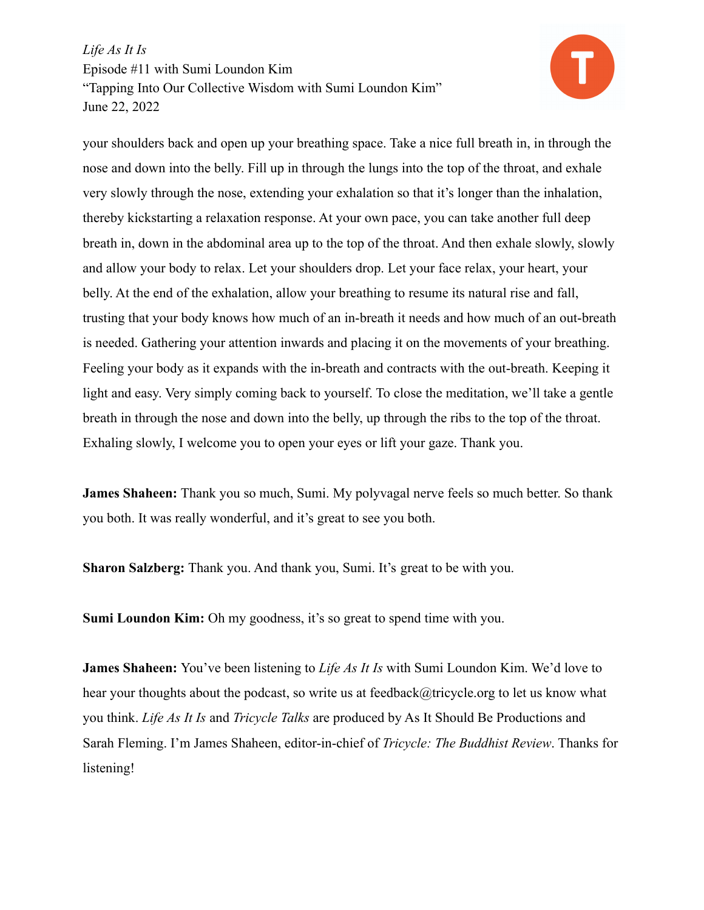your shoulders back and open up your breathing space. Take a nice full breath in, in through the nose and down into the belly. Fill up in through the lungs into the top of the throat, and exhale very slowly through the nose, extending your exhalation so that it's longer than the inhalation, thereby kickstarting a relaxation response. At your own pace, you can take another full deep breath in, down in the abdominal area up to the top of the throat. And then exhale slowly, slowly and allow your body to relax. Let your shoulders drop. Let your face relax, your heart, your belly. At the end of the exhalation, allow your breathing to resume its natural rise and fall, trusting that your body knows how much of an in-breath it needs and how much of an out-breath is needed. Gathering your attention inwards and placing it on the movements of your breathing. Feeling your body as it expands with the in-breath and contracts with the out-breath. Keeping it light and easy. Very simply coming back to yourself. To close the meditation, we'll take a gentle breath in through the nose and down into the belly, up through the ribs to the top of the throat. Exhaling slowly, I welcome you to open your eyes or lift your gaze. Thank you.

**James Shaheen:** Thank you so much, Sumi. My polyvagal nerve feels so much better. So thank you both. It was really wonderful, and it's great to see you both.

**Sharon Salzberg:** Thank you. And thank you, Sumi. It's great to be with you.

**Sumi Loundon Kim:** Oh my goodness, it's so great to spend time with you.

**James Shaheen:** You've been listening to *Life As It Is* with Sumi Loundon Kim. We'd love to hear your thoughts about the podcast, so write us at feedback@tricycle.org to let us know what you think. *Life As It Is* and *Tricycle Talks* are produced by As It Should Be Productions and Sarah Fleming. I'm James Shaheen, editor-in-chief of *Tricycle: The Buddhist Review*. Thanks for listening!